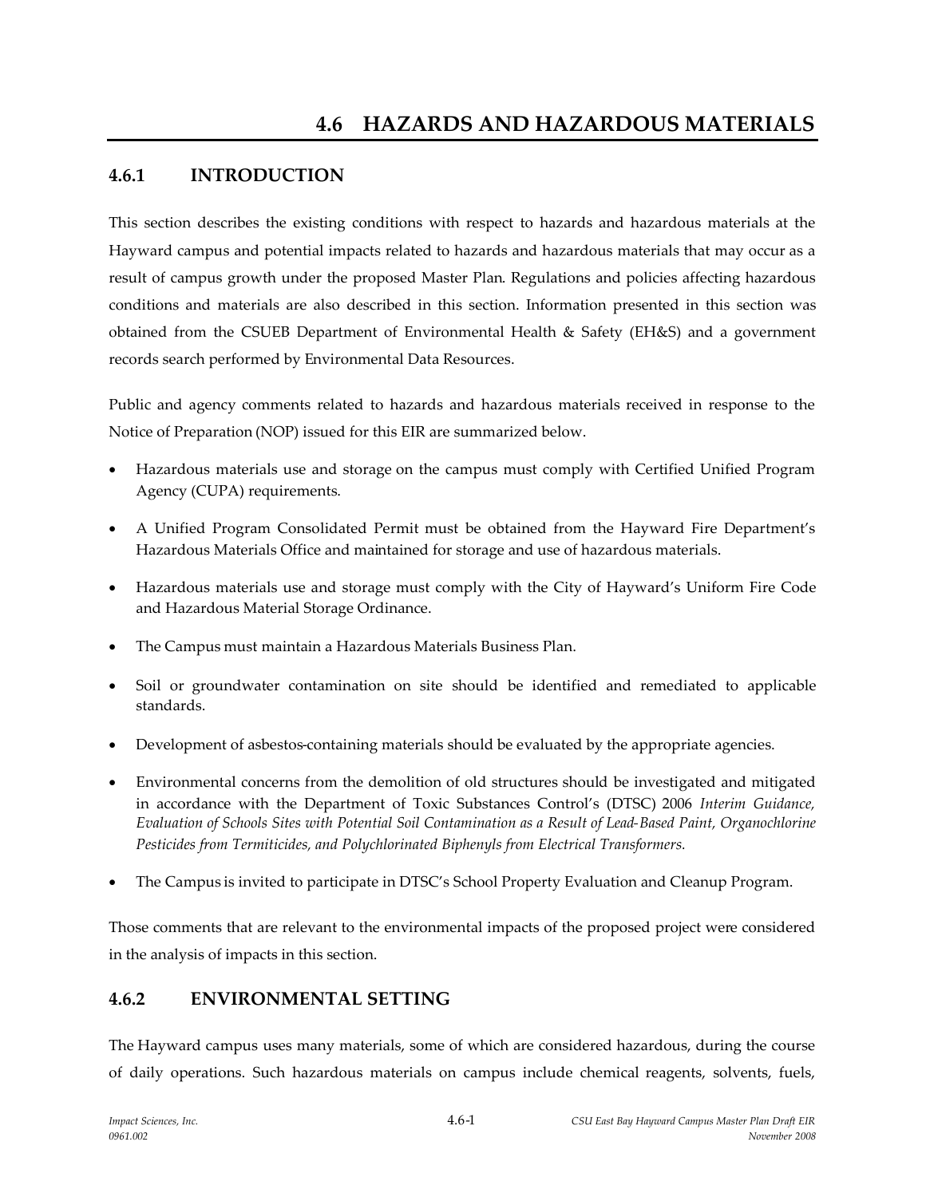# 4.6 HAZARDS AND HAZARDOUS MATERIALS

## 4.6.1 INTRODUCTION

This section describes the existing conditions with respect to hazards and hazardous materials at the Hayward campus and potential impacts related to hazards and hazardous materials that may occur as a result of campus growth under the proposed Master Plan. Regulations and policies affecting hazardous conditions and materials are also described in this section. Information presented in this section was obtained from the CSUEB Department of Environmental Health & Safety (EH&S) and a government records search performed by Environmental Data Resources.

Public and agency comments related to hazards and hazardous materials received in response to the Notice of Preparation (NOP) issued for this EIR are summarized below.

- Hazardous materials use and storage on the campus must comply with Certified Unified Program Agency (CUPA) requirements.
- A Unified Program Consolidated Permit must be obtained from the Hayward Fire Department's Hazardous Materials Office and maintained for storage and use of hazardous materials.
- Hazardous materials use and storage must comply with the City of Hayward's Uniform Fire Code and Hazardous Material Storage Ordinance.
- The Campus must maintain a Hazardous Materials Business Plan.
- Soil or groundwater contamination on site should be identified and remediated to applicable standards.
- Development of asbestos-containing materials should be evaluated by the appropriate agencies.
- Environmental concerns from the demolition of old structures should be investigated and mitigated in accordance with the Department of Toxic Substances Control's (DTSC) 2006 *Interim Guidance, Evaluation of Schools Sites with Potential Soil Contamination as a Result of Lead-Based Paint, Organochlorine Pesticides from Termiticides, and Polychlorinated Biphenyls from Electrical Transformers.*
- The Campus is invited to participate in DTSC's School Property Evaluation and Cleanup Program.

Those comments that are relevant to the environmental impacts of the proposed project were considered in the analysis of impacts in this section.

## 4.6.2 ENVIRONMENTAL SETTING

The Hayward campus uses many materials, some of which are considered hazardous, during the course of daily operations. Such hazardous materials on campus include chemical reagents, solvents, fuels,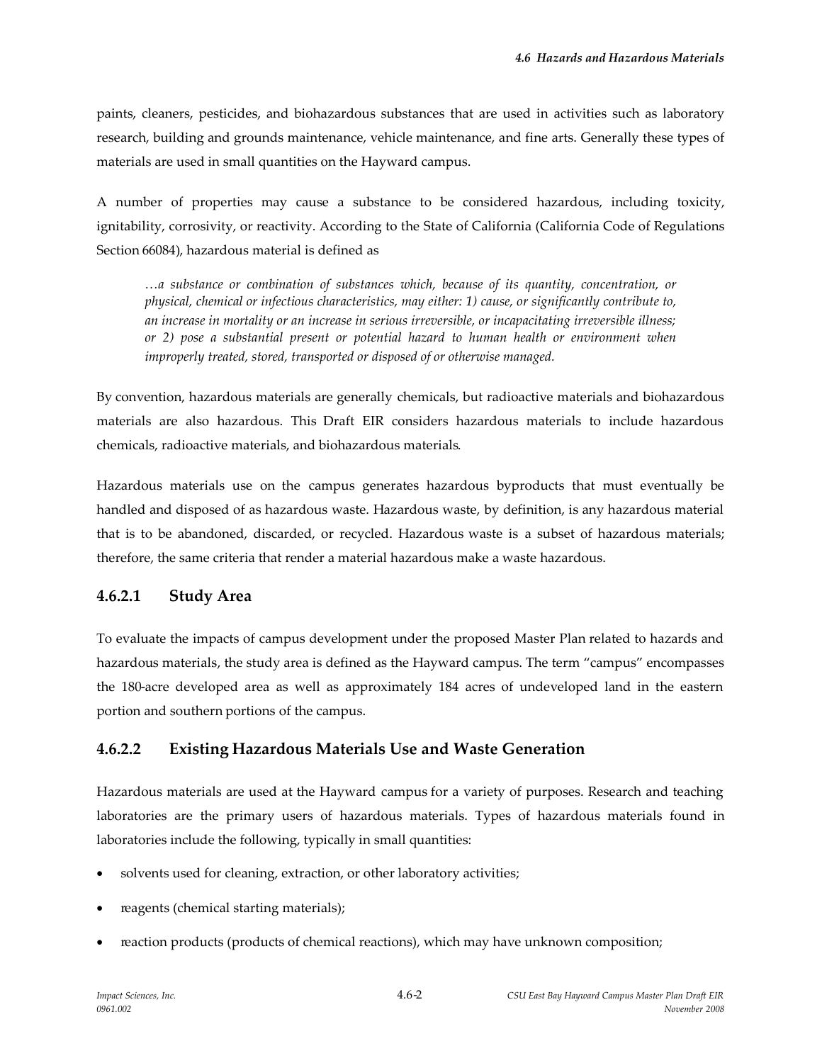paints, cleaners, pesticides, and biohazardous substances that are used in activities such as laboratory research, building and grounds maintenance, vehicle maintenance, and fine arts. Generally these types of materials are used in small quantities on the Hayward campus.

A number of properties may cause a substance to be considered hazardous, including toxicity, ignitability, corrosivity, or reactivity. According to the State of California (California Code of Regulations Section 66084), hazardous material is defined as

> *…a substance or combination of substances which, because of its quantity, concentration, or physical, chemical or infectious characteristics, may either: 1) cause, or significantly contribute to, an increase in mortality or an increase in serious irreversible, or incapacitating irreversible illness; or 2) pose a substantial present or potential hazard to human health or environment when improperly treated, stored, transported or disposed of or otherwise managed.*

By convention, hazardous materials are generally chemicals, but radioactive materials and biohazardous materials are also hazardous. This Draft EIR considers hazardous materials to include hazardous chemicals, radioactive materials, and biohazardous materials.

Hazardous materials use on the campus generates hazardous byproducts that must eventually be handled and disposed of as hazardous waste. Hazardous waste, by definition, is any hazardous material that is to be abandoned, discarded, or recycled. Hazardous waste is a subset of hazardous materials; therefore, the same criteria that render a material hazardous make a waste hazardous.

### 4.6.2.1 Study Area

To evaluate the impacts of campus development under the proposed Master Plan related to hazards and hazardous materials, the study area is defined as the Hayward campus. The term "campus" encompasses the 180-acre developed area as well as approximately 184 acres of undeveloped land in the eastern portion and southern portions of the campus.

### 4.6.2.2 Existing Hazardous Materials Use and Waste Generation

Hazardous materials are used at the Hayward campus for a variety of purposes. Research and teaching laboratories are the primary users of hazardous materials. Types of hazardous materials found in laboratories include the following, typically in small quantities:

- solvents used for cleaning, extraction, or other laboratory activities;
- reagents (chemical starting materials);
- reaction products (products of chemical reactions), which may have unknown composition;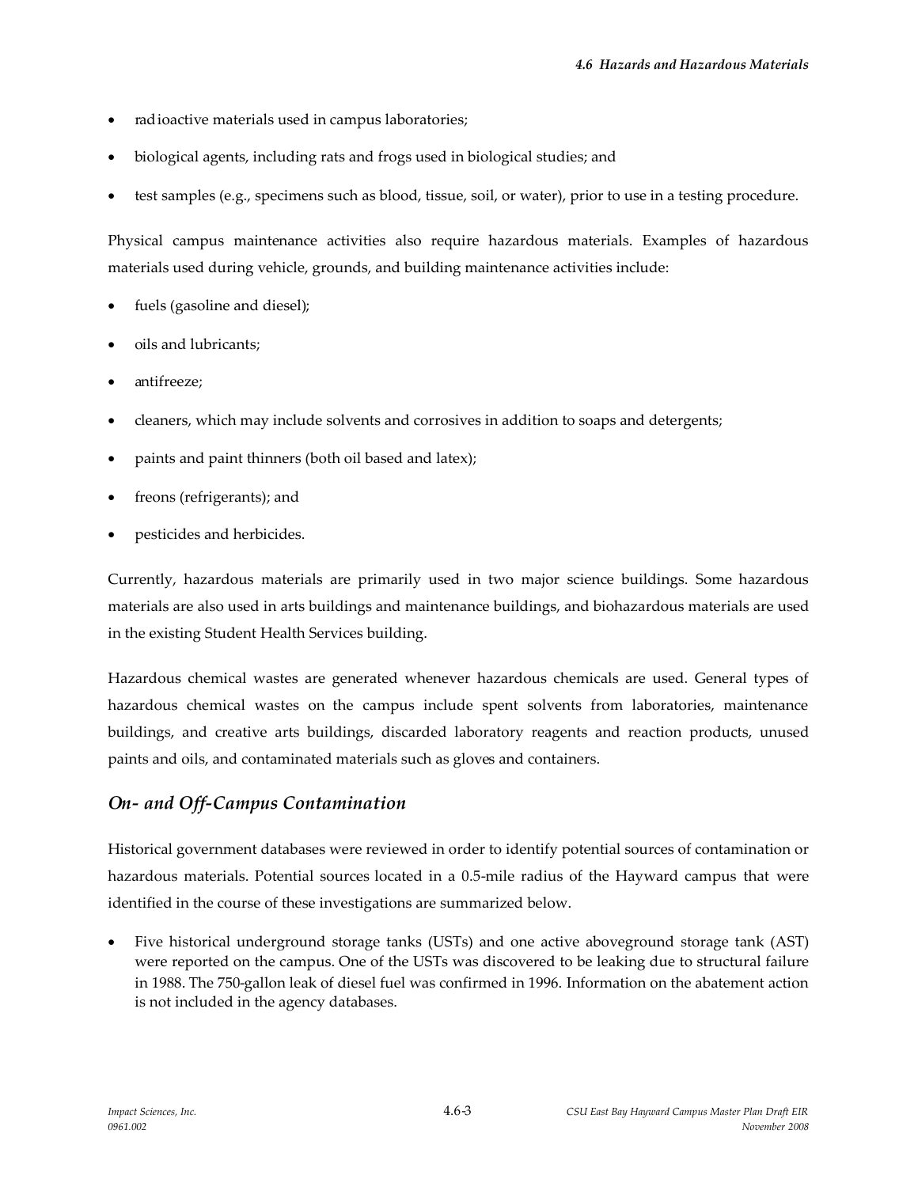- radioactive materials used in campus laboratories;
- biological agents, including rats and frogs used in biological studies; and
- test samples (e.g., specimens such as blood, tissue, soil, or water), prior to use in a testing procedure.

Physical campus maintenance activities also require hazardous materials. Examples of hazardous materials used during vehicle, grounds, and building maintenance activities include:

- fuels (gasoline and diesel);
- oils and lubricants;
- antifreeze;
- cleaners, which may include solvents and corrosives in addition to soaps and detergents;
- paints and paint thinners (both oil based and latex);
- freons (refrigerants); and
- pesticides and herbicides.

Currently, hazardous materials are primarily used in two major science buildings. Some hazardous materials are also used in arts buildings and maintenance buildings, and biohazardous materials are used in the existing Student Health Services building.

Hazardous chemical wastes are generated whenever hazardous chemicals are used. General types of hazardous chemical wastes on the campus include spent solvents from laboratories, maintenance buildings, and creative arts buildings, discarded laboratory reagents and reaction products, unused paints and oils, and contaminated materials such as gloves and containers.

### *On- and Off-Campus Contamination*

Historical government databases were reviewed in order to identify potential sources of contamination or hazardous materials. Potential sources located in a 0.5-mile radius of the Hayward campus that were identified in the course of these investigations are summarized below.

- Five historical underground storage tanks (USTs) and one active aboveground storage tank (AST) were reported on the campus. One of the USTs was discovered to be leaking due to structural failure in 1988. The 750-gallon leak of diesel fuel was confirmed in 1996. Information on the abatement action is not included in the agency databases.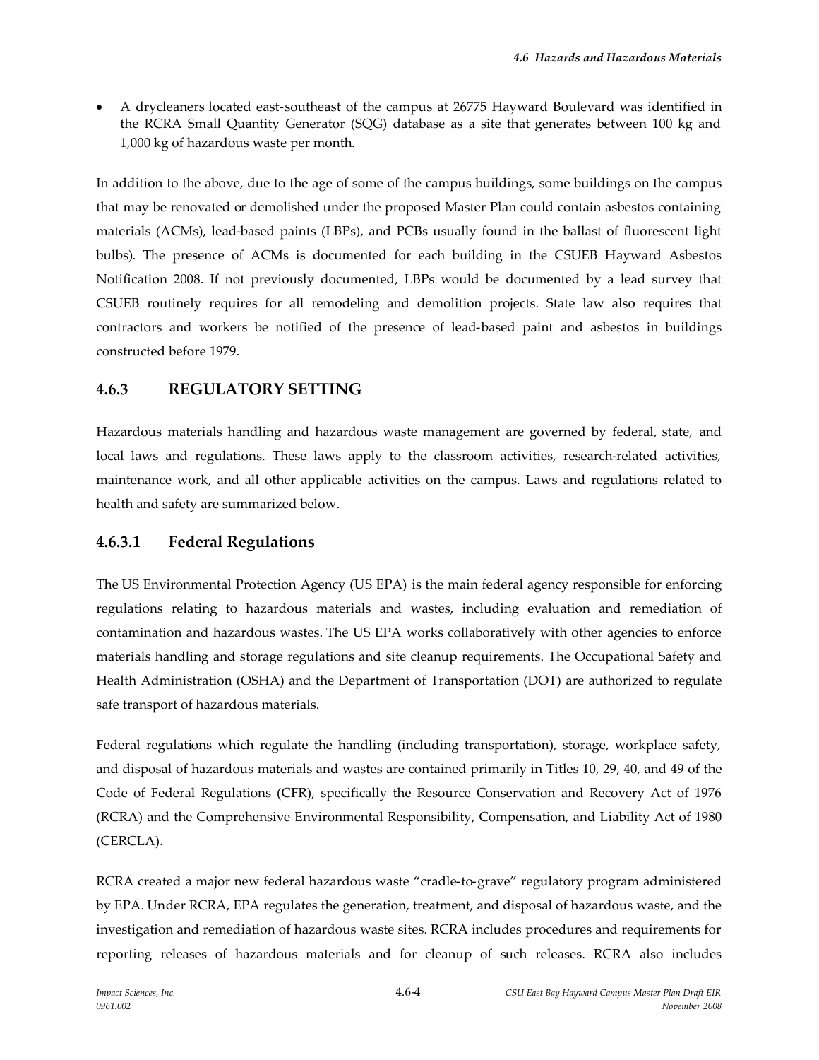- A drycleaners located east-southeast of the campus at 26775 Hayward Boulevard was identified in the RCRA Small Quantity Generator (SQG) database as a site that generates between 100 kg and 1,000 kg of hazardous waste per month.

In addition to the above, due to the age of some of the campus buildings, some buildings on the campus that may be renovated or demolished under the proposed Master Plan could contain asbestos containing materials (ACMs), lead-based paints (LBPs), and PCBs usually found in the ballast of fluorescent light bulbs). The presence of ACMs is documented for each building in the CSUEB Hayward Asbestos Notification 2008. If not previously documented, LBPs would be documented by a lead survey that CSUEB routinely requires for all remodeling and demolition projects. State law also requires that contractors and workers be notified of the presence of lead-based paint and asbestos in buildings constructed before 1979.

## 4.6.3 REGULATORY SETTING

Hazardous materials handling and hazardous waste management are governed by federal, state, and local laws and regulations. These laws apply to the classroom activities, research-related activities, maintenance work, and all other applicable activities on the campus. Laws and regulations related to health and safety are summarized below.

### 4.6.3.1 Federal Regulations

The US Environmental Protection Agency (US EPA) is the main federal agency responsible for enforcing regulations relating to hazardous materials and wastes, including evaluation and remediation of contamination and hazardous wastes. The US EPA works collaboratively with other agencies to enforce materials handling and storage regulations and site cleanup requirements. The Occupational Safety and Health Administration (OSHA) and the Department of Transportation (DOT) are authorized to regulate safe transport of hazardous materials.

Federal regulations which regulate the handling (including transportation), storage, workplace safety, and disposal of hazardous materials and wastes are contained primarily in Titles 10, 29, 40, and 49 of the Code of Federal Regulations (CFR), specifically the Resource Conservation and Recovery Act of 1976 (RCRA) and the Comprehensive Environmental Responsibility, Compensation, and Liability Act of 1980 (CERCLA).

RCRA created a major new federal hazardous waste "cradle-to-grave" regulatory program administered by EPA. Under RCRA, EPA regulates the generation, treatment, and disposal of hazardous waste, and the investigation and remediation of hazardous waste sites. RCRA includes procedures and requirements for reporting releases of hazardous materials and for cleanup of such releases. RCRA also includes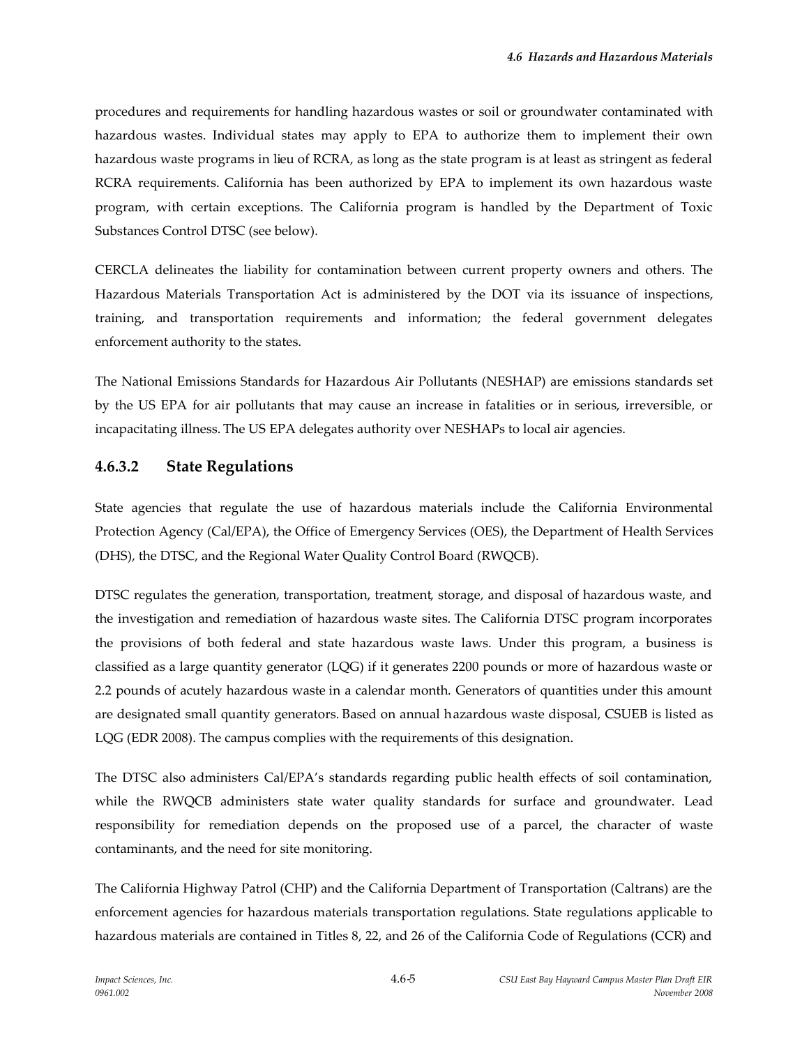procedures and requirements for handling hazardous wastes or soil or groundwater contaminated with hazardous wastes. Individual states may apply to EPA to authorize them to implement their own hazardous waste programs in lieu of RCRA, as long as the state program is at least as stringent as federal RCRA requirements. California has been authorized by EPA to implement its own hazardous waste program, with certain exceptions. The California program is handled by the Department of Toxic Substances Control DTSC (see below).

CERCLA delineates the liability for contamination between current property owners and others. The Hazardous Materials Transportation Act is administered by the DOT via its issuance of inspections, training, and transportation requirements and information; the federal government delegates enforcement authority to the states.

The National Emissions Standards for Hazardous Air Pollutants (NESHAP) are emissions standards set by the US EPA for air pollutants that may cause an increase in fatalities or in serious, irreversible, or incapacitating illness. The US EPA delegates authority over NESHAPs to local air agencies.

### 4.6.3.2 State Regulations

State agencies that regulate the use of hazardous materials include the California Environmental Protection Agency (Cal/EPA), the Office of Emergency Services (OES), the Department of Health Services (DHS), the DTSC, and the Regional Water Quality Control Board (RWQCB).

DTSC regulates the generation, transportation, treatment, storage, and disposal of hazardous waste, and the investigation and remediation of hazardous waste sites. The California DTSC program incorporates the provisions of both federal and state hazardous waste laws. Under this program, a business is classified as a large quantity generator (LQG) if it generates 2200 pounds or more of hazardous waste or 2.2 pounds of acutely hazardous waste in a calendar month. Generators of quantities under this amount are designated small quantity generators. Based on annual hazardous waste disposal, CSUEB is listed as LQG (EDR 2008). The campus complies with the requirements of this designation.

The DTSC also administers Cal/EPA's standards regarding public health effects of soil contamination, while the RWQCB administers state water quality standards for surface and groundwater. Lead responsibility for remediation depends on the proposed use of a parcel, the character of waste contaminants, and the need for site monitoring.

The California Highway Patrol (CHP) and the California Department of Transportation (Caltrans) are the enforcement agencies for hazardous materials transportation regulations. State regulations applicable to hazardous materials are contained in Titles 8, 22, and 26 of the California Code of Regulations (CCR) and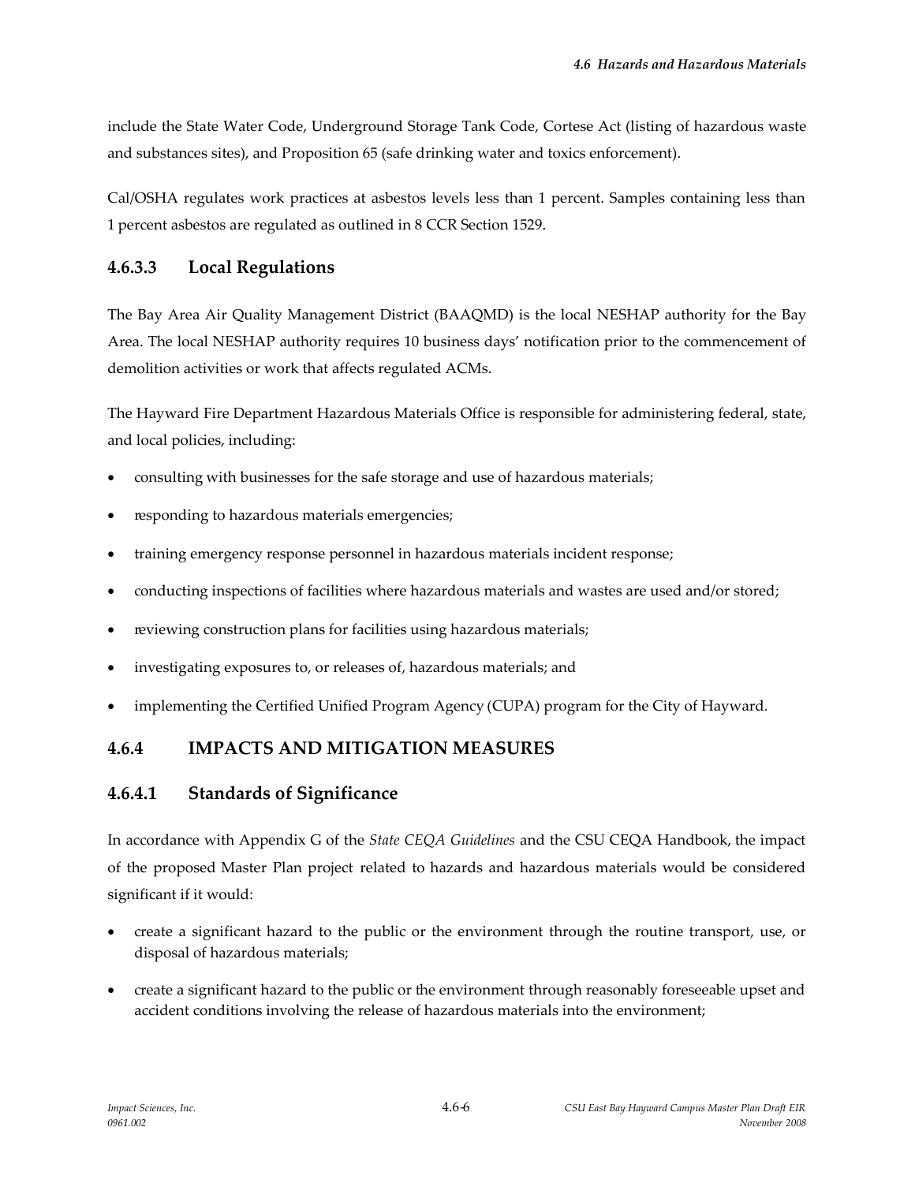include the State Water Code, Underground Storage Tank Code, Cortese Act (listing of hazardous waste and substances sites), and Proposition 65 (safe drinking water and toxics enforcement).

Cal/OSHA regulates work practices at asbestos levels less than 1 percent. Samples containing less than 1 percent asbestos are regulated as outlined in 8 CCR Section 1529.

### 4.6.3.3 Local Regulations

The Bay Area Air Quality Management District (BAAQMD) is the local NESHAP authority for the Bay Area. The local NESHAP authority requires 10 business days' notification prior to the commencement of demolition activities or work that affects regulated ACMs.

The Hayward Fire Department Hazardous Materials Office is responsible for administering federal, state, and local policies, including:

- consulting with businesses for the safe storage and use of hazardous materials;
- responding to hazardous materials emergencies;
- training emergency response personnel in hazardous materials incident response;
- conducting inspections of facilities where hazardous materials and wastes are used and/or stored;
- reviewing construction plans for facilities using hazardous materials;
- investigating exposures to, or releases of, hazardous materials; and
- implementing the Certified Unified Program Agency (CUPA) program for the City of Hayward.

## 4.6.4 IMPACTS AND MITIGATION MEASURES

### 4.6.4.1 Standards of Significance

In accordance with Appendix G of the *State CEQA Guidelines* and the CSU CEQA Handbook, the impact of the proposed Master Plan project related to hazards and hazardous materials would be considered significant if it would:

- create a significant hazard to the public or the environment through the routine transport, use, or disposal of hazardous materials;
- create a significant hazard to the public or the environment through reasonably foreseeable upset and accident conditions involving the release of hazardous materials into the environment;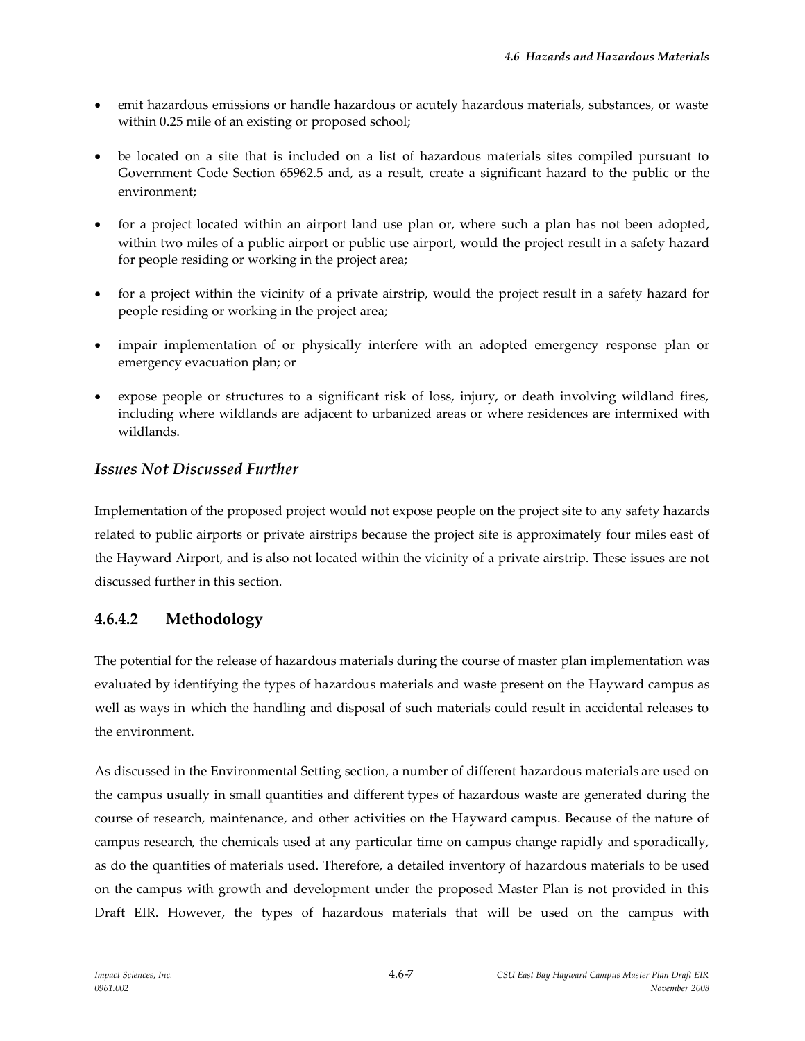- emit hazardous emissions or handle hazardous or acutely hazardous materials, substances, or waste within 0.25 mile of an existing or proposed school;
- be located on a site that is included on a list of hazardous materials sites compiled pursuant to Government Code Section 65962.5 and, as a result, create a significant hazard to the public or the environment;
- for a project located within an airport land use plan or, where such a plan has not been adopted, within two miles of a public airport or public use airport, would the project result in a safety hazard for people residing or working in the project area;
- for a project within the vicinity of a private airstrip, would the project result in a safety hazard for people residing or working in the project area;
- impair implementation of or physically interfere with an adopted emergency response plan or emergency evacuation plan; or
- expose people or structures to a significant risk of loss, injury, or death involving wildland fires, including where wildlands are adjacent to urbanized areas or where residences are intermixed with wildlands.

### *Issues Not Discussed Further*

Implementation of the proposed project would not expose people on the project site to any safety hazards related to public airports or private airstrips because the project site is approximately four miles east of the Hayward Airport, and is also not located within the vicinity of a private airstrip. These issues are not discussed further in this section.

## 4.6.4.2 Methodology

The potential for the release of hazardous materials during the course of master plan implementation was evaluated by identifying the types of hazardous materials and waste present on the Hayward campus as well as ways in which the handling and disposal of such materials could result in accidental releases to the environment.

As discussed in the Environmental Setting section, a number of different hazardous materials are used on the campus usually in small quantities and different types of hazardous waste are generated during the course of research, maintenance, and other activities on the Hayward campus. Because of the nature of campus research, the chemicals used at any particular time on campus change rapidly and sporadically, as do the quantities of materials used. Therefore, a detailed inventory of hazardous materials to be used on the campus with growth and development under the proposed Master Plan is not provided in this Draft EIR. However, the types of hazardous materials that will be used on the campus with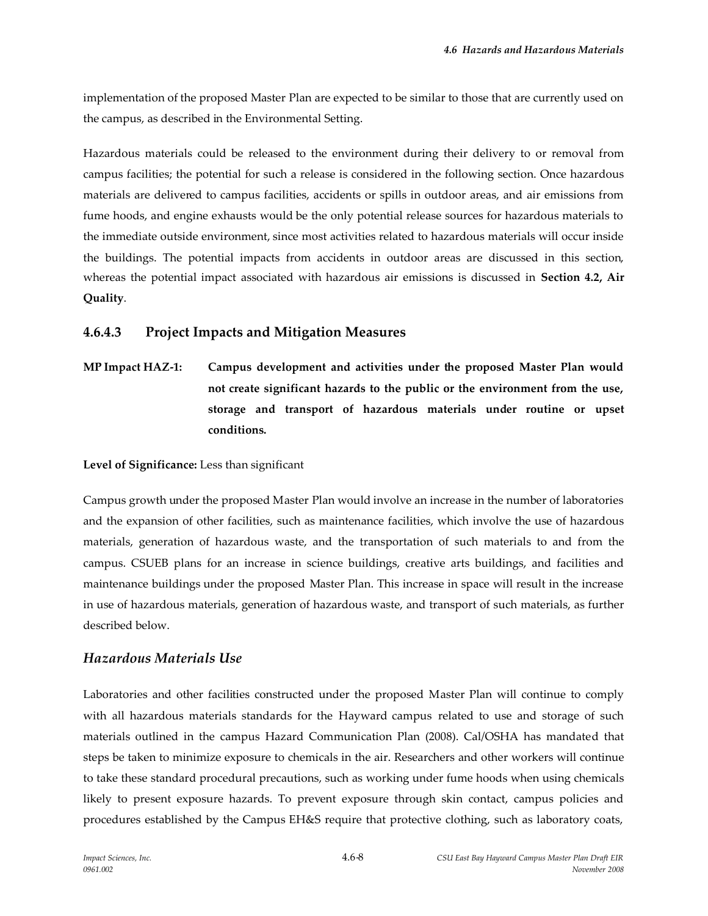implementation of the proposed Master Plan are expected to be similar to those that are currently used on the campus, as described in the Environmental Setting.

Hazardous materials could be released to the environment during their delivery to or removal from campus facilities; the potential for such a release is considered in the following section. Once hazardous materials are delivered to campus facilities, accidents or spills in outdoor areas, and air emissions from fume hoods, and engine exhausts would be the only potential release sources for hazardous materials to the immediate outside environment, since most activities related to hazardous materials will occur inside the buildings. The potential impacts from accidents in outdoor areas are discussed in this section, whereas the potential impact associated with hazardous air emissions is discussed in **Section 4.2, Air Quality**.

### 4.6.4.3 Project Impacts and Mitigation Measures

**MP Impact HAZ-1: Campus development and activities under the proposed Master Plan would not create significant hazards to the public or the environment from the use, storage and transport of hazardous materials under routine or upset conditions.**

**Level of Significance:** Less than significant

Campus growth under the proposed Master Plan would involve an increase in the number of laboratories and the expansion of other facilities, such as maintenance facilities, which involve the use of hazardous materials, generation of hazardous waste, and the transportation of such materials to and from the campus. CSUEB plans for an increase in science buildings, creative arts buildings, and facilities and maintenance buildings under the proposed Master Plan. This increase in space will result in the increase in use of hazardous materials, generation of hazardous waste, and transport of such materials, as further described below.

#### *Hazardous Materials Use*

Laboratories and other facilities constructed under the proposed Master Plan will continue to comply with all hazardous materials standards for the Hayward campus related to use and storage of such materials outlined in the campus Hazard Communication Plan (2008). Cal/OSHA has mandated that steps be taken to minimize exposure to chemicals in the air. Researchers and other workers will continue to take these standard procedural precautions, such as working under fume hoods when using chemicals likely to present exposure hazards. To prevent exposure through skin contact, campus policies and procedures established by the Campus EH&S require that protective clothing, such as laboratory coats,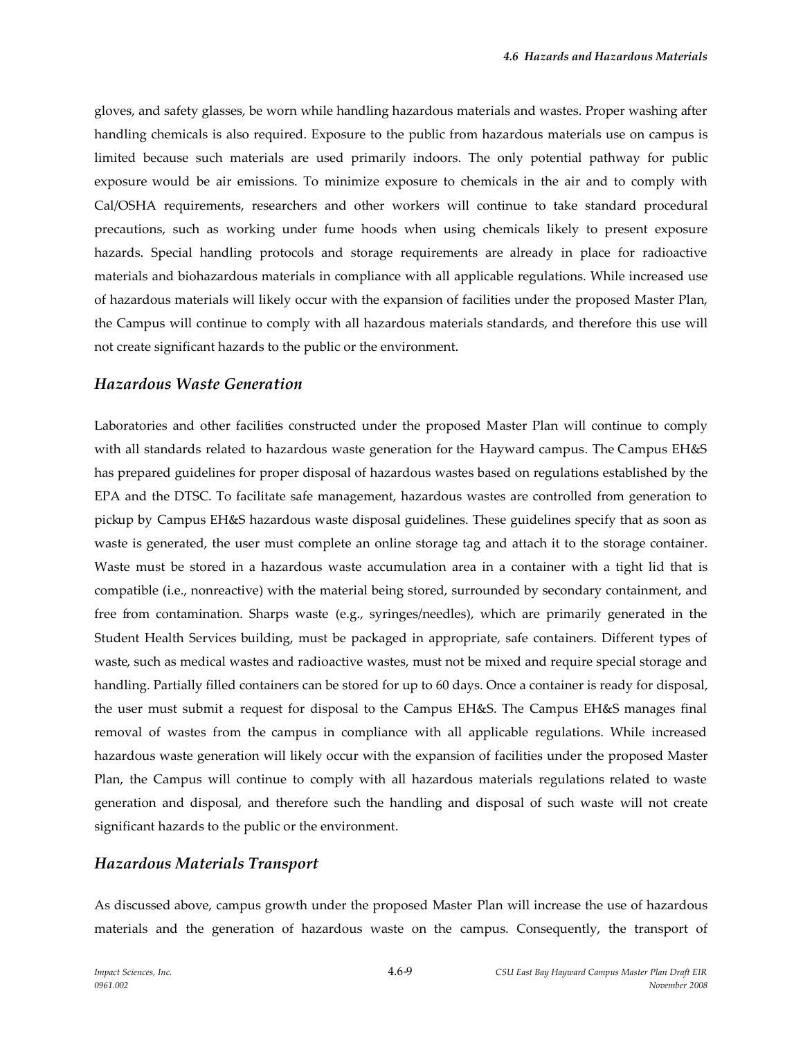gloves, and safety glasses, be worn while handling hazardous materials and wastes. Proper washing after handling chemicals is also required. Exposure to the public from hazardous materials use on campus is limited because such materials are used primarily indoors. The only potential pathway for public exposure would be air emissions. To minimize exposure to chemicals in the air and to comply with Cal/OSHA requirements, researchers and other workers will continue to take standard procedural precautions, such as working under fume hoods when using chemicals likely to present exposure hazards. Special handling protocols and storage requirements are already in place for radioactive materials and biohazardous materials in compliance with all applicable regulations. While increased use of hazardous materials will likely occur with the expansion of facilities under the proposed Master Plan, the Campus will continue to comply with all hazardous materials standards, and therefore this use will not create significant hazards to the public or the environment.

### *Hazardous Waste Generation*

Laboratories and other facilities constructed under the proposed Master Plan will continue to comply with all standards related to hazardous waste generation for the Hayward campus. The Campus EH&S has prepared guidelines for proper disposal of hazardous wastes based on regulations established by the EPA and the DTSC. To facilitate safe management, hazardous wastes are controlled from generation to pickup by Campus EH&S hazardous waste disposal guidelines. These guidelines specify that as soon as waste is generated, the user must complete an online storage tag and attach it to the storage container. Waste must be stored in a hazardous waste accumulation area in a container with a tight lid that is compatible (i.e., nonreactive) with the material being stored, surrounded by secondary containment, and free from contamination. Sharps waste (e.g., syringes/needles), which are primarily generated in the Student Health Services building, must be packaged in appropriate, safe containers. Different types of waste, such as medical wastes and radioactive wastes, must not be mixed and require special storage and handling. Partially filled containers can be stored for up to 60 days. Once a container is ready for disposal, the user must submit a request for disposal to the Campus EH&S. The Campus EH&S manages final removal of wastes from the campus in compliance with all applicable regulations. While increased hazardous waste generation will likely occur with the expansion of facilities under the proposed Master Plan, the Campus will continue to comply with all hazardous materials regulations related to waste generation and disposal, and therefore such the handling and disposal of such waste will not create significant hazards to the public or the environment.

### *Hazardous Materials Transport*

As discussed above, campus growth under the proposed Master Plan will increase the use of hazardous materials and the generation of hazardous waste on the campus. Consequently, the transport of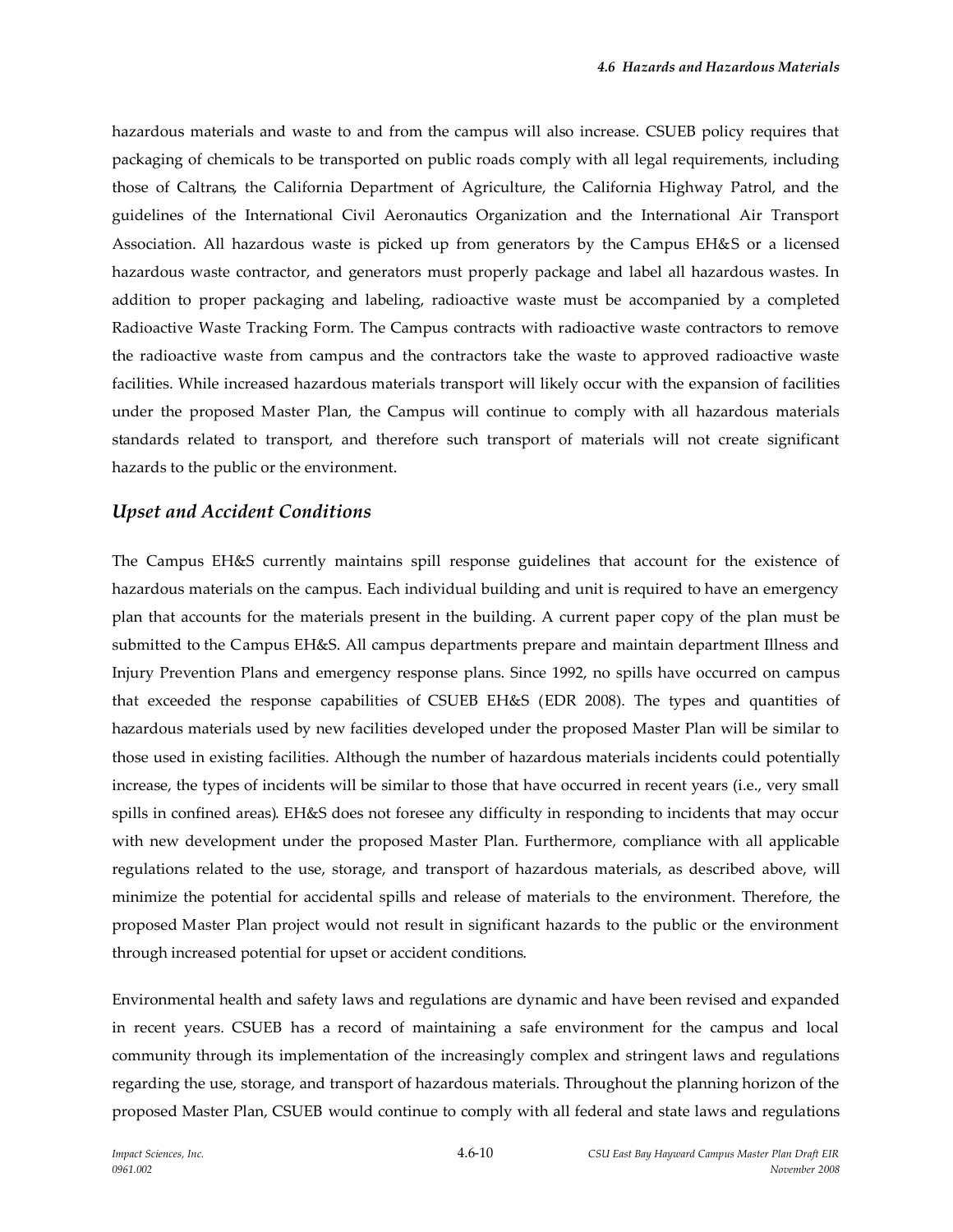hazardous materials and waste to and from the campus will also increase. CSUEB policy requires that packaging of chemicals to be transported on public roads comply with all legal requirements, including those of Caltrans, the California Department of Agriculture, the California Highway Patrol, and the guidelines of the International Civil Aeronautics Organization and the International Air Transport Association. All hazardous waste is picked up from generators by the Campus EH&S or a licensed hazardous waste contractor, and generators must properly package and label all hazardous wastes. In addition to proper packaging and labeling, radioactive waste must be accompanied by a completed Radioactive Waste Tracking Form. The Campus contracts with radioactive waste contractors to remove the radioactive waste from campus and the contractors take the waste to approved radioactive waste facilities. While increased hazardous materials transport will likely occur with the expansion of facilities under the proposed Master Plan, the Campus will continue to comply with all hazardous materials standards related to transport, and therefore such transport of materials will not create significant hazards to the public or the environment.

### *Upset and Accident Conditions*

The Campus EH&S currently maintains spill response guidelines that account for the existence of hazardous materials on the campus. Each individual building and unit is required to have an emergency plan that accounts for the materials present in the building. A current paper copy of the plan must be submitted to the Campus EH&S. All campus departments prepare and maintain department Illness and Injury Prevention Plans and emergency response plans. Since 1992, no spills have occurred on campus that exceeded the response capabilities of CSUEB EH&S (EDR 2008). The types and quantities of hazardous materials used by new facilities developed under the proposed Master Plan will be similar to those used in existing facilities. Although the number of hazardous materials incidents could potentially increase, the types of incidents will be similar to those that have occurred in recent years (i.e., very small spills in confined areas). EH&S does not foresee any difficulty in responding to incidents that may occur with new development under the proposed Master Plan. Furthermore, compliance with all applicable regulations related to the use, storage, and transport of hazardous materials, as described above, will minimize the potential for accidental spills and release of materials to the environment. Therefore, the proposed Master Plan project would not result in significant hazards to the public or the environment through increased potential for upset or accident conditions.

Environmental health and safety laws and regulations are dynamic and have been revised and expanded in recent years. CSUEB has a record of maintaining a safe environment for the campus and local community through its implementation of the increasingly complex and stringent laws and regulations regarding the use, storage, and transport of hazardous materials. Throughout the planning horizon of the proposed Master Plan, CSUEB would continue to comply with all federal and state laws and regulations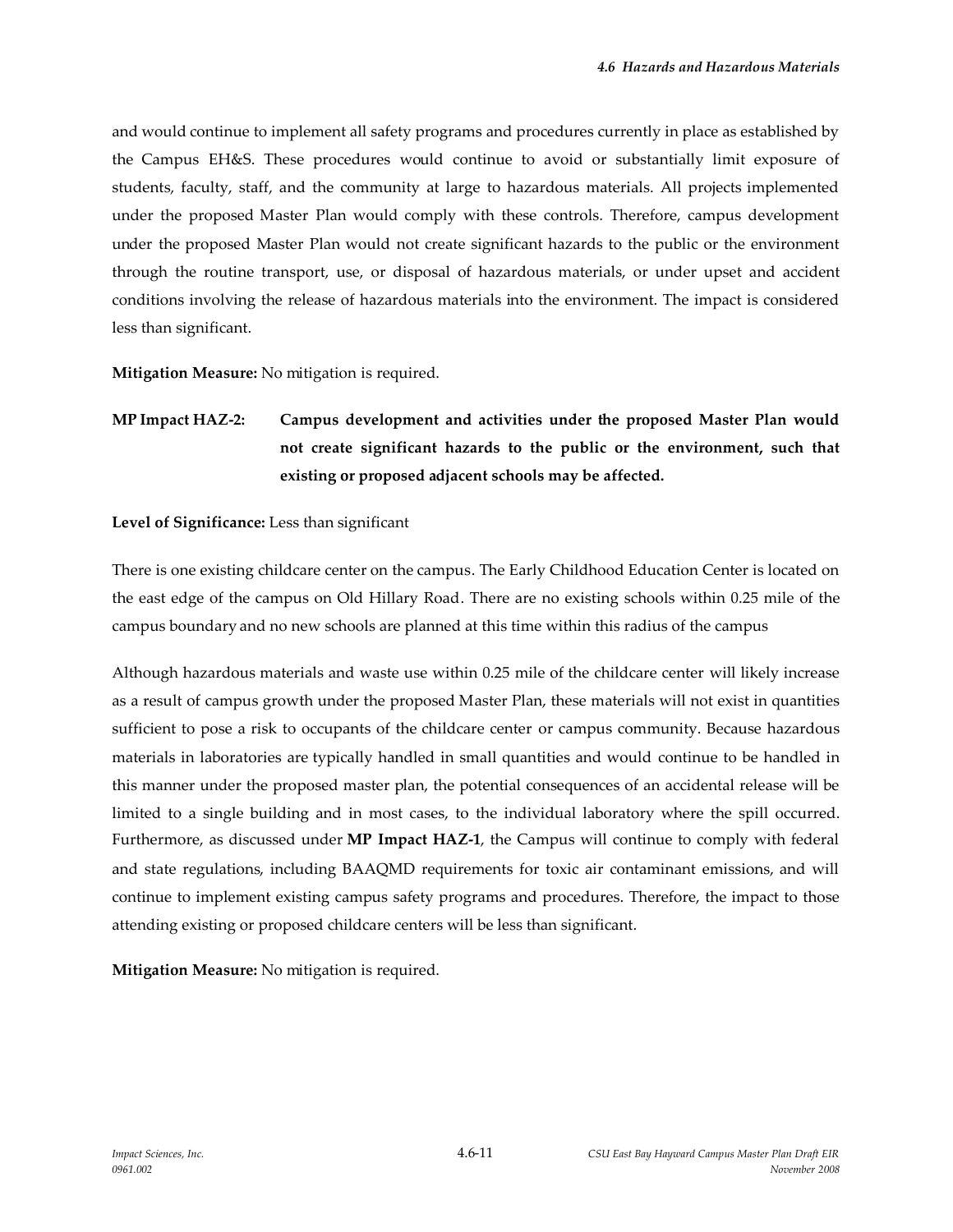and would continue to implement all safety programs and procedures currently in place as established by the Campus EH&S. These procedures would continue to avoid or substantially limit exposure of students, faculty, staff, and the community at large to hazardous materials. All projects implemented under the proposed Master Plan would comply with these controls. Therefore, campus development under the proposed Master Plan would not create significant hazards to the public or the environment through the routine transport, use, or disposal of hazardous materials, or under upset and accident conditions involving the release of hazardous materials into the environment. The impact is considered less than significant.

**Mitigation Measure:** No mitigation is required.

**MP Impact HAZ-2: Campus development and activities under the proposed Master Plan would not create significant hazards to the public or the environment, such that existing or proposed adjacent schools may be affected.**

**Level of Significance:** Less than significant

There is one existing childcare center on the campus. The Early Childhood Education Center is located on the east edge of the campus on Old Hillary Road. There are no existing schools within 0.25 mile of the campus boundary and no new schools are planned at this time within this radius of the campus

Although hazardous materials and waste use within 0.25 mile of the childcare center will likely increase as a result of campus growth under the proposed Master Plan, these materials will not exist in quantities sufficient to pose a risk to occupants of the childcare center or campus community. Because hazardous materials in laboratories are typically handled in small quantities and would continue to be handled in this manner under the proposed master plan, the potential consequences of an accidental release will be limited to a single building and in most cases, to the individual laboratory where the spill occurred. Furthermore, as discussed under **MP Impact HAZ-1**, the Campus will continue to comply with federal and state regulations, including BAAQMD requirements for toxic air contaminant emissions, and will continue to implement existing campus safety programs and procedures. Therefore, the impact to those attending existing or proposed childcare centers will be less than significant.

**Mitigation Measure:** No mitigation is required.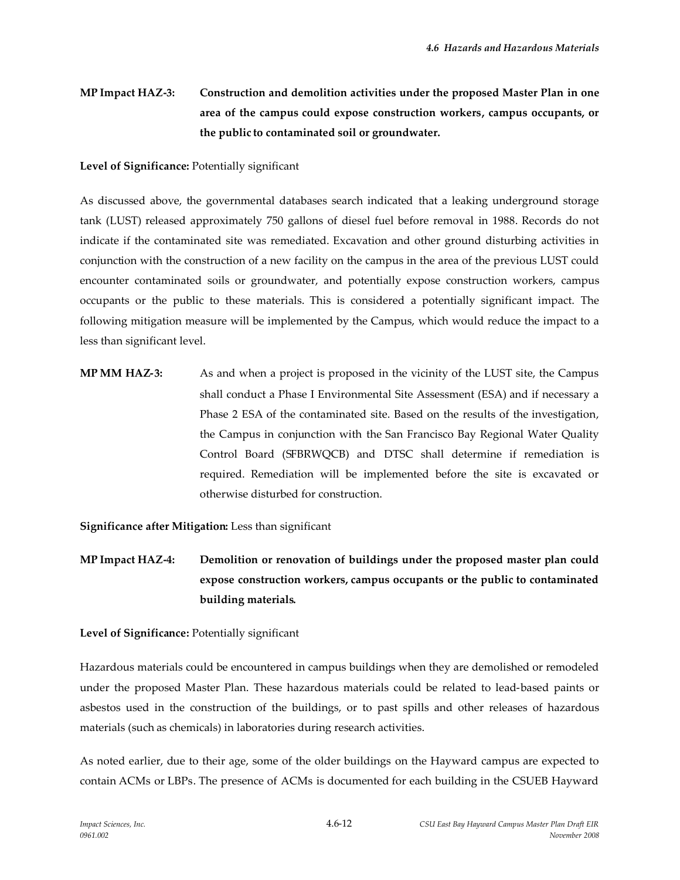**MP Impact HAZ-3: Construction and demolition activities under the proposed Master Plan in one area of the campus could expose construction workers, campus occupants, or the public to contaminated soil or groundwater.**

**Level of Significance:** Potentially significant

As discussed above, the governmental databases search indicated that a leaking underground storage tank (LUST) released approximately 750 gallons of diesel fuel before removal in 1988. Records do not indicate if the contaminated site was remediated. Excavation and other ground disturbing activities in conjunction with the construction of a new facility on the campus in the area of the previous LUST could encounter contaminated soils or groundwater, and potentially expose construction workers, campus occupants or the public to these materials. This is considered a potentially significant impact. The following mitigation measure will be implemented by the Campus, which would reduce the impact to a less than significant level.

**MP MM HAZ-3:** As and when a project is proposed in the vicinity of the LUST site, the Campus shall conduct a Phase I Environmental Site Assessment (ESA) and if necessary a Phase 2 ESA of the contaminated site. Based on the results of the investigation, the Campus in conjunction with the San Francisco Bay Regional Water Quality Control Board (SFBRWQCB) and DTSC shall determine if remediation is required. Remediation will be implemented before the site is excavated or otherwise disturbed for construction.

**Significance after Mitigation:** Less than significant

**MP Impact HAZ-4: Demolition or renovation of buildings under the proposed master plan could expose construction workers, campus occupants or the public to contaminated building materials.**

**Level of Significance:** Potentially significant

Hazardous materials could be encountered in campus buildings when they are demolished or remodeled under the proposed Master Plan. These hazardous materials could be related to lead-based paints or asbestos used in the construction of the buildings, or to past spills and other releases of hazardous materials (such as chemicals) in laboratories during research activities.

As noted earlier, due to their age, some of the older buildings on the Hayward campus are expected to contain ACMs or LBPs. The presence of ACMs is documented for each building in the CSUEB Hayward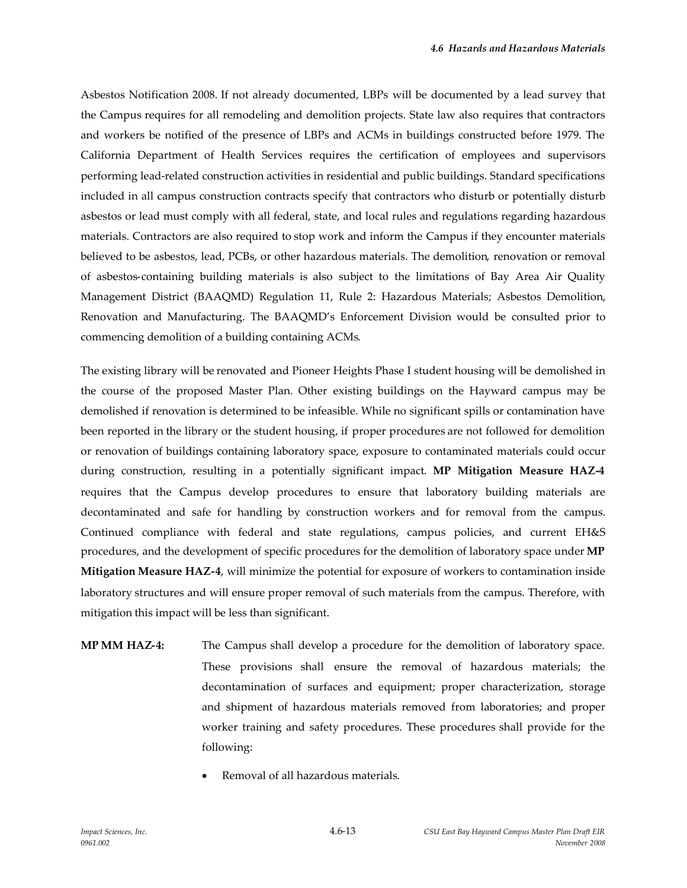Asbestos Notification 2008. If not already documented, LBPs will be documented by a lead survey that the Campus requires for all remodeling and demolition projects. State law also requires that contractors and workers be notified of the presence of LBPs and ACMs in buildings constructed before 1979. The California Department of Health Services requires the certification of employees and supervisors performing lead-related construction activities in residential and public buildings. Standard specifications included in all campus construction contracts specify that contractors who disturb or potentially disturb asbestos or lead must comply with all federal, state, and local rules and regulations regarding hazardous materials. Contractors are also required to stop work and inform the Campus if they encounter materials believed to be asbestos, lead, PCBs, or other hazardous materials. The demolition, renovation or removal of asbestos-containing building materials is also subject to the limitations of Bay Area Air Quality Management District (BAAQMD) Regulation 11, Rule 2: Hazardous Materials; Asbestos Demolition, Renovation and Manufacturing. The BAAQMD's Enforcement Division would be consulted prior to commencing demolition of a building containing ACMs.

The existing library will be renovated and Pioneer Heights Phase I student housing will be demolished in the course of the proposed Master Plan. Other existing buildings on the Hayward campus may be demolished if renovation is determined to be infeasible. While no significant spills or contamination have been reported in the library or the student housing, if proper procedures are not followed for demolition or renovation of buildings containing laboratory space, exposure to contaminated materials could occur during construction, resulting in a potentially significant impact. **MP Mitigation Measure HAZ-4** requires that the Campus develop procedures to ensure that laboratory building materials are decontaminated and safe for handling by construction workers and for removal from the campus. Continued compliance with federal and state regulations, campus policies, and current EH&S procedures, and the development of specific procedures for the demolition of laboratory space under **MP Mitigation Measure HAZ-4**, will minimize the potential for exposure of workers to contamination inside laboratory structures and will ensure proper removal of such materials from the campus. Therefore, with mitigation this impact will be less than significant.

**MP MM HAZ-4:** The Campus shall develop a procedure for the demolition of laboratory space. These provisions shall ensure the removal of hazardous materials; the decontamination of surfaces and equipment; proper characterization, storage and shipment of hazardous materials removed from laboratories; and proper worker training and safety procedures. These procedures shall provide for the following:

- Removal of all hazardous materials.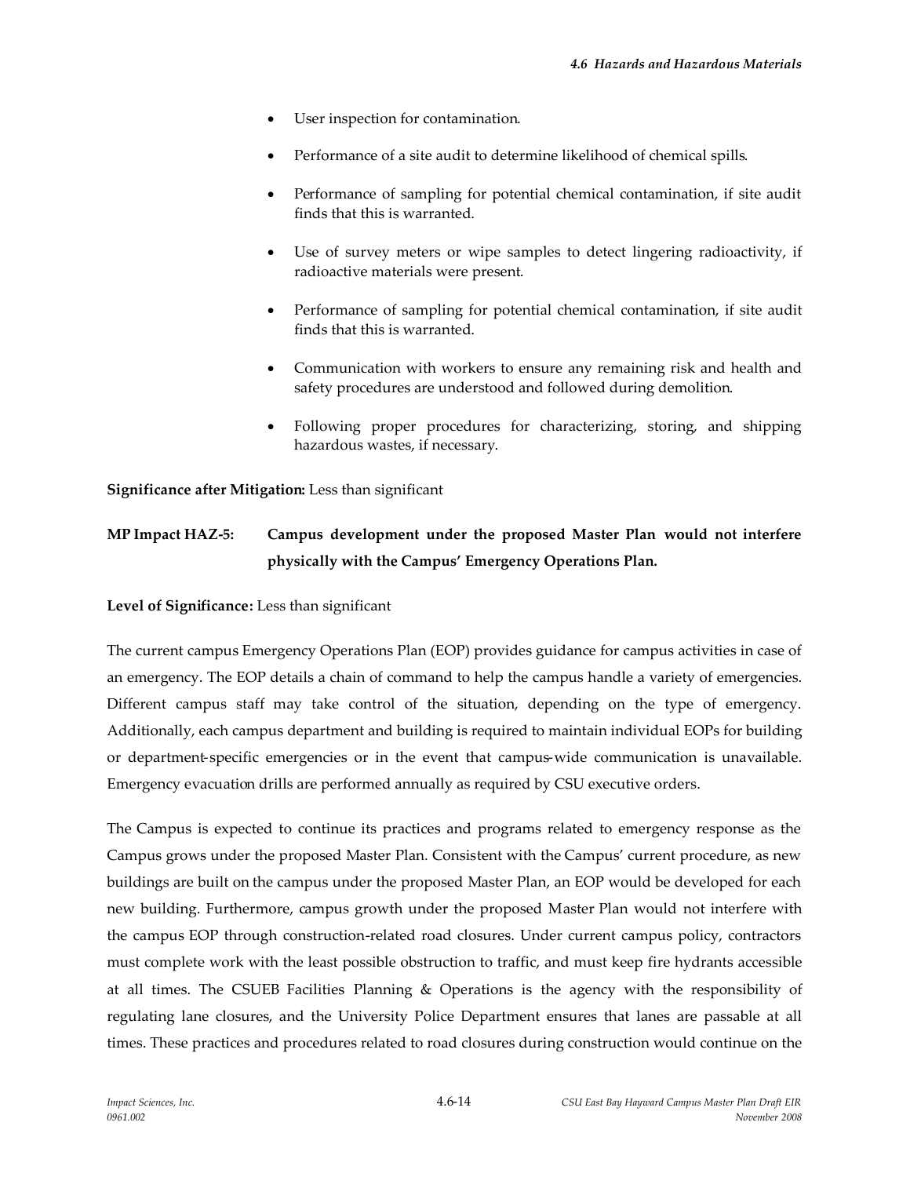- User inspection for contamination.
- Performance of a site audit to determine likelihood of chemical spills.
- Performance of sampling for potential chemical contamination, if site audit finds that this is warranted.
- Use of survey meters or wipe samples to detect lingering radioactivity, if radioactive materials were present.
- Performance of sampling for potential chemical contamination, if site audit finds that this is warranted.
- Communication with workers to ensure any remaining risk and health and safety procedures are understood and followed during demolition.
- Following proper procedures for characterizing, storing, and shipping hazardous wastes, if necessary.

**Significance after Mitigation:** Less than significant

**MP Impact HAZ-5: Campus development under the proposed Master Plan would not interfere physically with the Campus' Emergency Operations Plan.**

**Level of Significance:** Less than significant

The current campus Emergency Operations Plan (EOP) provides guidance for campus activities in case of an emergency. The EOP details a chain of command to help the campus handle a variety of emergencies. Different campus staff may take control of the situation, depending on the type of emergency. Additionally, each campus department and building is required to maintain individual EOPs for building or department-specific emergencies or in the event that campus-wide communication is unavailable. Emergency evacuation drills are performed annually as required by CSU executive orders.

The Campus is expected to continue its practices and programs related to emergency response as the Campus grows under the proposed Master Plan. Consistent with the Campus' current procedure, as new buildings are built on the campus under the proposed Master Plan, an EOP would be developed for each new building. Furthermore, campus growth under the proposed Master Plan would not interfere with the campus EOP through construction-related road closures. Under current campus policy, contractors must complete work with the least possible obstruction to traffic, and must keep fire hydrants accessible at all times. The CSUEB Facilities Planning & Operations is the agency with the responsibility of regulating lane closures, and the University Police Department ensures that lanes are passable at all times. These practices and procedures related to road closures during construction would continue on the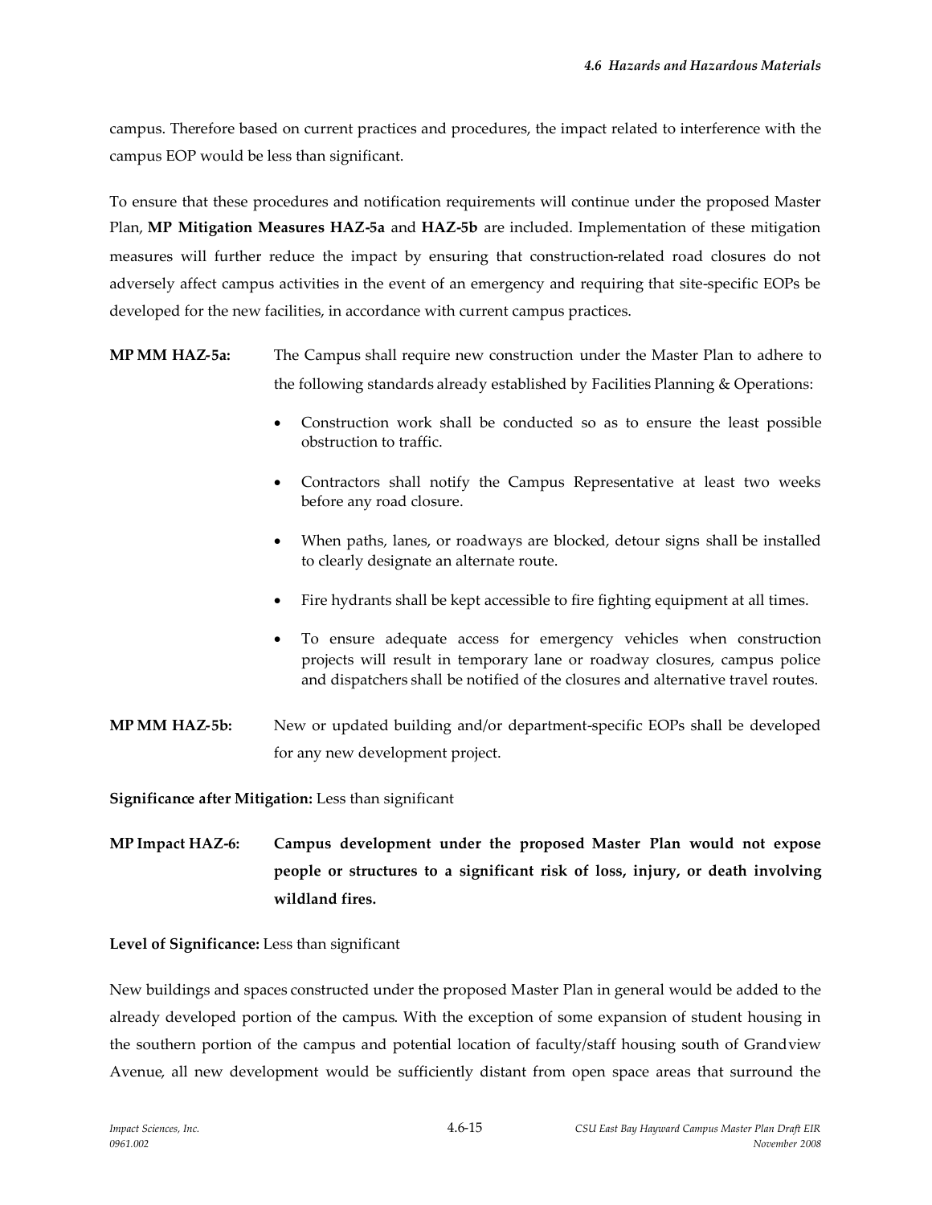campus. Therefore based on current practices and procedures, the impact related to interference with the campus EOP would be less than significant.

To ensure that these procedures and notification requirements will continue under the proposed Master Plan, **MP Mitigation Measures HAZ-5a** and **HAZ-5b** are included. Implementation of these mitigation measures will further reduce the impact by ensuring that construction-related road closures do not adversely affect campus activities in the event of an emergency and requiring that site-specific EOPs be developed for the new facilities, in accordance with current campus practices.

**MP MM HAZ-5a:** The Campus shall require new construction under the Master Plan to adhere to the following standards already established by Facilities Planning & Operations:

- Construction work shall be conducted so as to ensure the least possible obstruction to traffic.
- Contractors shall notify the Campus Representative at least two weeks before any road closure.
- When paths, lanes, or roadways are blocked, detour signs shall be installed to clearly designate an alternate route.
- Fire hydrants shall be kept accessible to fire fighting equipment at all times.
- To ensure adequate access for emergency vehicles when construction projects will result in temporary lane or roadway closures, campus police and dispatchers shall be notified of the closures and alternative travel routes.

**MP MM HAZ-5b:** New or updated building and/or department-specific EOPs shall be developed for any new development project.

**Significance after Mitigation:** Less than significant

**MP Impact HAZ-6:** **Campus development under the proposed Master Plan would not expose people or structures to a significant risk of loss, injury, or death involving wildland fires.**

**Level of Significance:** Less than significant

New buildings and spaces constructed under the proposed Master Plan in general would be added to the already developed portion of the campus. With the exception of some expansion of student housing in the southern portion of the campus and potential location of faculty/staff housing south of Grandview Avenue, all new development would be sufficiently distant from open space areas that surround the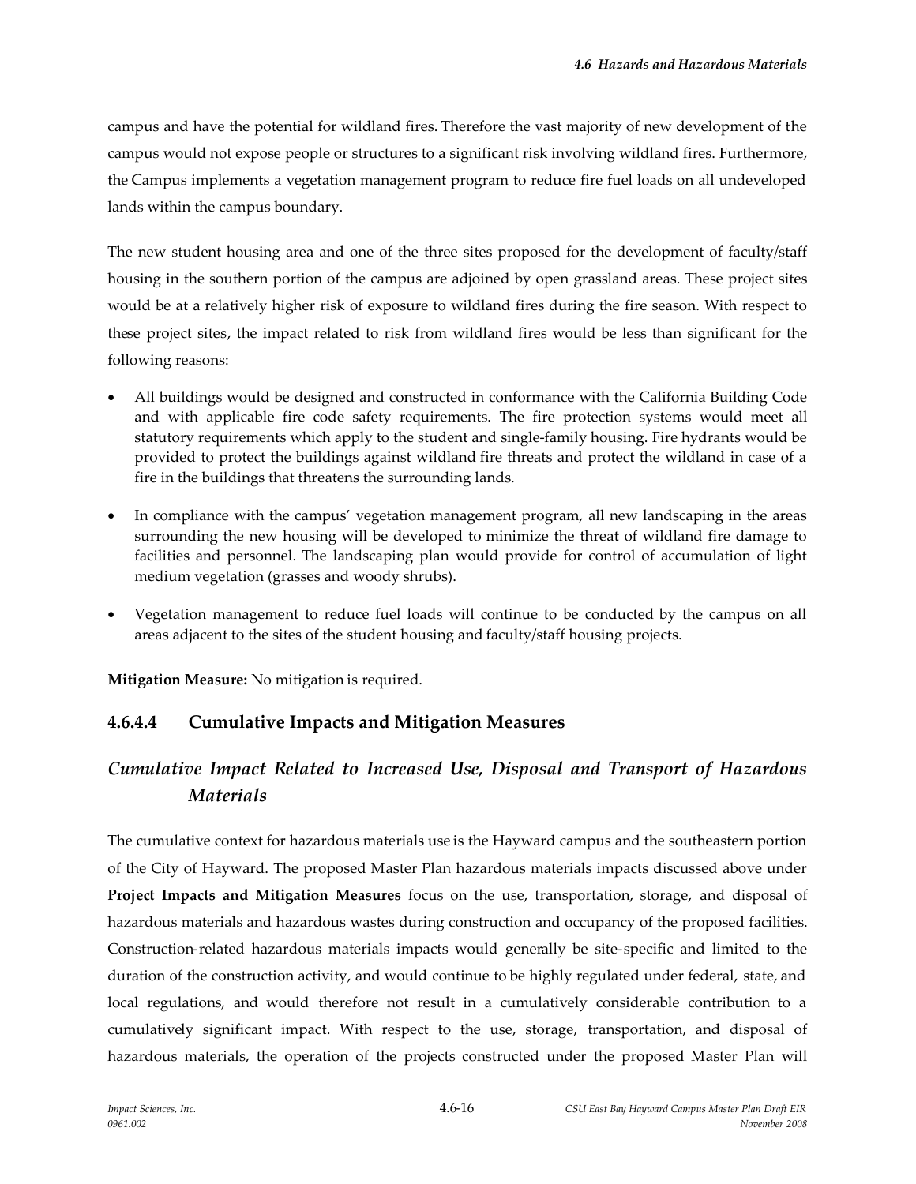campus and have the potential for wildland fires. Therefore the vast majority of new development of the campus would not expose people or structures to a significant risk involving wildland fires. Furthermore, the Campus implements a vegetation management program to reduce fire fuel loads on all undeveloped lands within the campus boundary.

The new student housing area and one of the three sites proposed for the development of faculty/staff housing in the southern portion of the campus are adjoined by open grassland areas. These project sites would be at a relatively higher risk of exposure to wildland fires during the fire season. With respect to these project sites, the impact related to risk from wildland fires would be less than significant for the following reasons:

- All buildings would be designed and constructed in conformance with the California Building Code and with applicable fire code safety requirements. The fire protection systems would meet all statutory requirements which apply to the student and single-family housing. Fire hydrants would be provided to protect the buildings against wildland fire threats and protect the wildland in case of a fire in the buildings that threatens the surrounding lands.
- In compliance with the campus' vegetation management program, all new landscaping in the areas surrounding the new housing will be developed to minimize the threat of wildland fire damage to facilities and personnel. The landscaping plan would provide for control of accumulation of light medium vegetation (grasses and woody shrubs).
- Vegetation management to reduce fuel loads will continue to be conducted by the campus on all areas adjacent to the sites of the student housing and faculty/staff housing projects.

**Mitigation Measure:** No mitigation is required.

### 4.6.4.4 Cumulative Impacts and Mitigation Measures

## *Cumulative Impact Related to Increased Use, Disposal and Transport of Hazardous Materials*

The cumulative context for hazardous materials use is the Hayward campus and the southeastern portion of the City of Hayward. The proposed Master Plan hazardous materials impacts discussed above under **Project Impacts and Mitigation Measures** focus on the use, transportation, storage, and disposal of hazardous materials and hazardous wastes during construction and occupancy of the proposed facilities. Construction-related hazardous materials impacts would generally be site-specific and limited to the duration of the construction activity, and would continue to be highly regulated under federal, state, and local regulations, and would therefore not result in a cumulatively considerable contribution to a cumulatively significant impact. With respect to the use, storage, transportation, and disposal of hazardous materials, the operation of the projects constructed under the proposed Master Plan will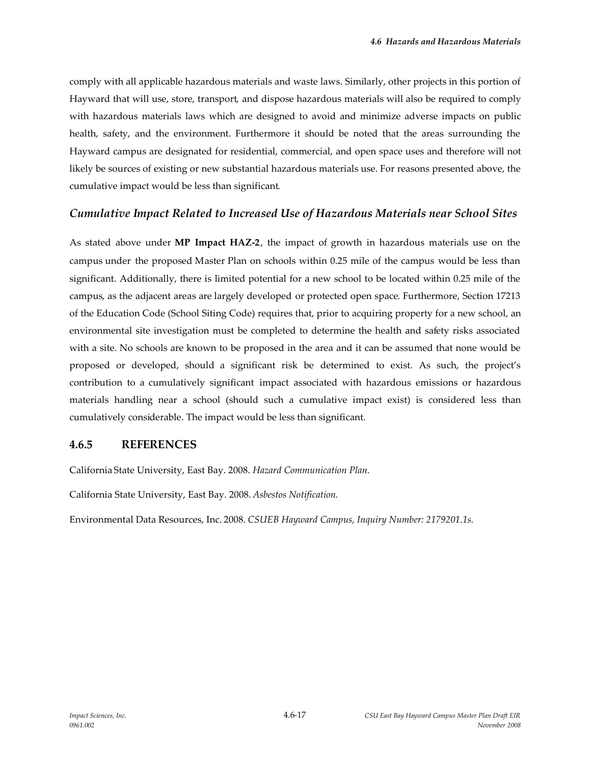comply with all applicable hazardous materials and waste laws. Similarly, other projects in this portion of Hayward that will use, store, transport, and dispose hazardous materials will also be required to comply with hazardous materials laws which are designed to avoid and minimize adverse impacts on public health, safety, and the environment. Furthermore it should be noted that the areas surrounding the Hayward campus are designated for residential, commercial, and open space uses and therefore will not likely be sources of existing or new substantial hazardous materials use. For reasons presented above, the cumulative impact would be less than significant.

### *Cumulative Impact Related to Increased Use of Hazardous Materials near School Sites*

As stated above under **MP Impact HAZ-2**, the impact of growth in hazardous materials use on the campus under the proposed Master Plan on schools within 0.25 mile of the campus would be less than significant. Additionally, there is limited potential for a new school to be located within 0.25 mile of the campus, as the adjacent areas are largely developed or protected open space. Furthermore, Section 17213 of the Education Code (School Siting Code) requires that, prior to acquiring property for a new school, an environmental site investigation must be completed to determine the health and safety risks associated with a site. No schools are known to be proposed in the area and it can be assumed that none would be proposed or developed, should a significant risk be determined to exist. As such, the project's contribution to a cumulatively significant impact associated with hazardous emissions or hazardous materials handling near a school (should such a cumulative impact exist) is considered less than cumulatively considerable. The impact would be less than significant.

## 4.6.5 REFERENCES

California State University, East Bay. 2008. *Hazard Communication Plan.*

California State University, East Bay. 2008. *Asbestos Notification.*

Environmental Data Resources, Inc. 2008. *CSUEB Hayward Campus, Inquiry Number: 2179201.1s.*